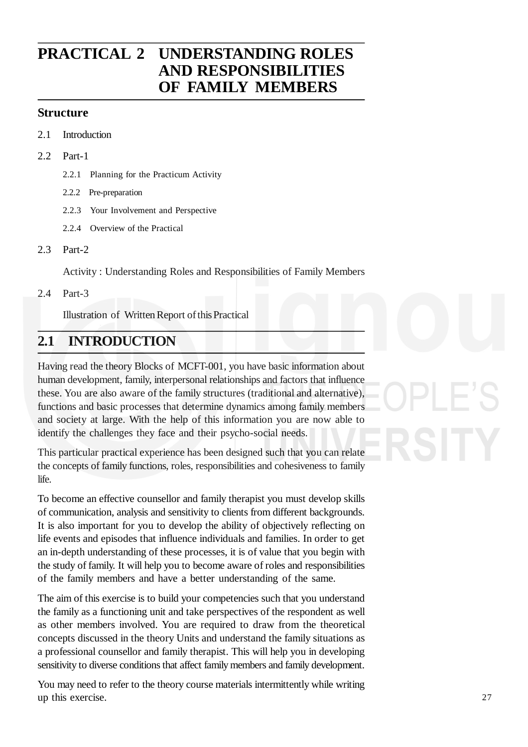# PRACTICAL 2 UNDERSTANDING ROLES AND RESPONSIBILITIES OF FAMILY MEMBERS

### Structure

2.1 Introduction

2.2 Part-1

- 2.2.1 Planning for the Practicum Activity
- 2.2.2 Pre-preparation
- 2.2.3 Your Involvement and Perspective
- 2.2.4 Overview of the Practical

2.3 Part-2

Activity : Understanding Roles and Responsibilities of Family Members

2.4 Part-3

Illustration of Written Report of this Practical

## 2.1 INTRODUCTION

Having read the theory Blocks of MCFT-001, you have basic information about human development, family, interpersonal relationships and factors that influence these. You are also aware of the family structures (traditional and alternative), functions and basic processes that determine dynamics among family members and society at large. With the help of this information you are now able to identify the challenges they face and their psycho-social needs.

This particular practical experience has been designed such that you can relate the concepts of family functions, roles, responsibilities and cohesiveness to family life.

To become an effective counsellor and family therapist you must develop skills of communication, analysis and sensitivity to clients from different backgrounds. It is also important for you to develop the ability of objectively reflecting on life events and episodes that influence individuals and families. In order to get an in-depth understanding of these processes, it is of value that you begin with the study of family. It will help you to become aware of roles and responsibilities of the family members and have a better understanding of the same.

The aim of this exercise is to build your competencies such that you understand the family as a functioning unit and take perspectives of the respondent as well as other members involved. You are required to draw from the theoretical concepts discussed in the theory Units and understand the family situations as a professional counsellor and family therapist. This will help you in developing sensitivity to diverse conditions that affect family members and family development.

You may need to refer to the theory course materials intermittently while writing up this exercise.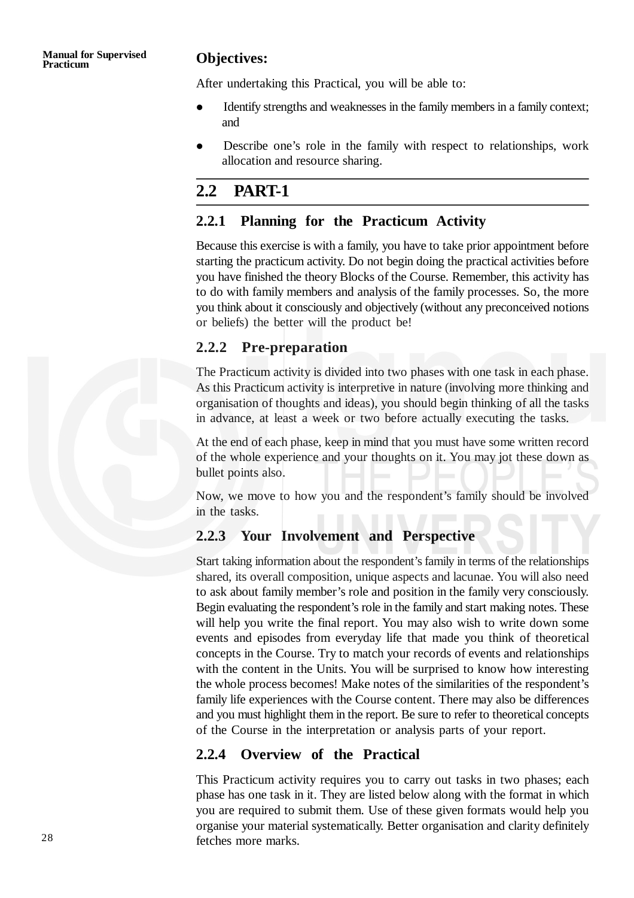**Objectives:**

After undertaking this Practical, you will be able to:

- Identify strengths and weaknesses in the family members in a family context; and
- Describe one's role in the family with respect to relationships, work allocation and resource sharing.

## 2.2 PART-1

### 2.2.1 Planning for the Practicum Activity

Because this exercise is with a family, you have to take prior appointment before starting the practicum activity. Do not begin doing the practical activities before you have finished the theory Blocks of the Course. Remember, this activity has to do with family members and analysis of the family processes. So, the more you think about it consciously and objectively (without any preconceived notions or beliefs) the better will the product be!

### 2.2.2 Pre-preparation

The Practicum activity is divided into two phases with one task in each phase. As this Practicum activity is interpretive in nature (involving more thinking and organisation of thoughts and ideas), you should begin thinking of all the tasks in advance, at least a week or two before actually executing the tasks.

At the end of each phase, keep in mind that you must have some written record of the whole experience and your thoughts on it. You may jot these down as bullet points also.

Now, we move to how you and the respondent's family should be involved in the tasks.

### 2.2.3 Your Involvement and Perspective

Start taking information about the respondent's family in terms of the relationships shared, its overall composition, unique aspects and lacunae. You will also need to ask about family member's role and position in the family very consciously. Begin evaluating the respondent's role in the family and start making notes. These will help you write the final report. You may also wish to write down some events and episodes from everyday life that made you think of theoretical concepts in the Course. Try to match your records of events and relationships with the content in the Units. You will be surprised to know how interesting the whole process becomes! Make notes of the similarities of the respondent's family life experiences with the Course content. There may also be differences and you must highlight them in the report. Be sure to refer to theoretical concepts of the Course in the interpretation or analysis parts of your report.

### 2.2.4 Overview of the Practical

This Practicum activity requires you to carry out tasks in two phases; each phase has one task in it. They are listed below along with the format in which you are required to submit them. Use of these given formats would help you organise your material systematically. Better organisation and clarity definitely fetches more marks.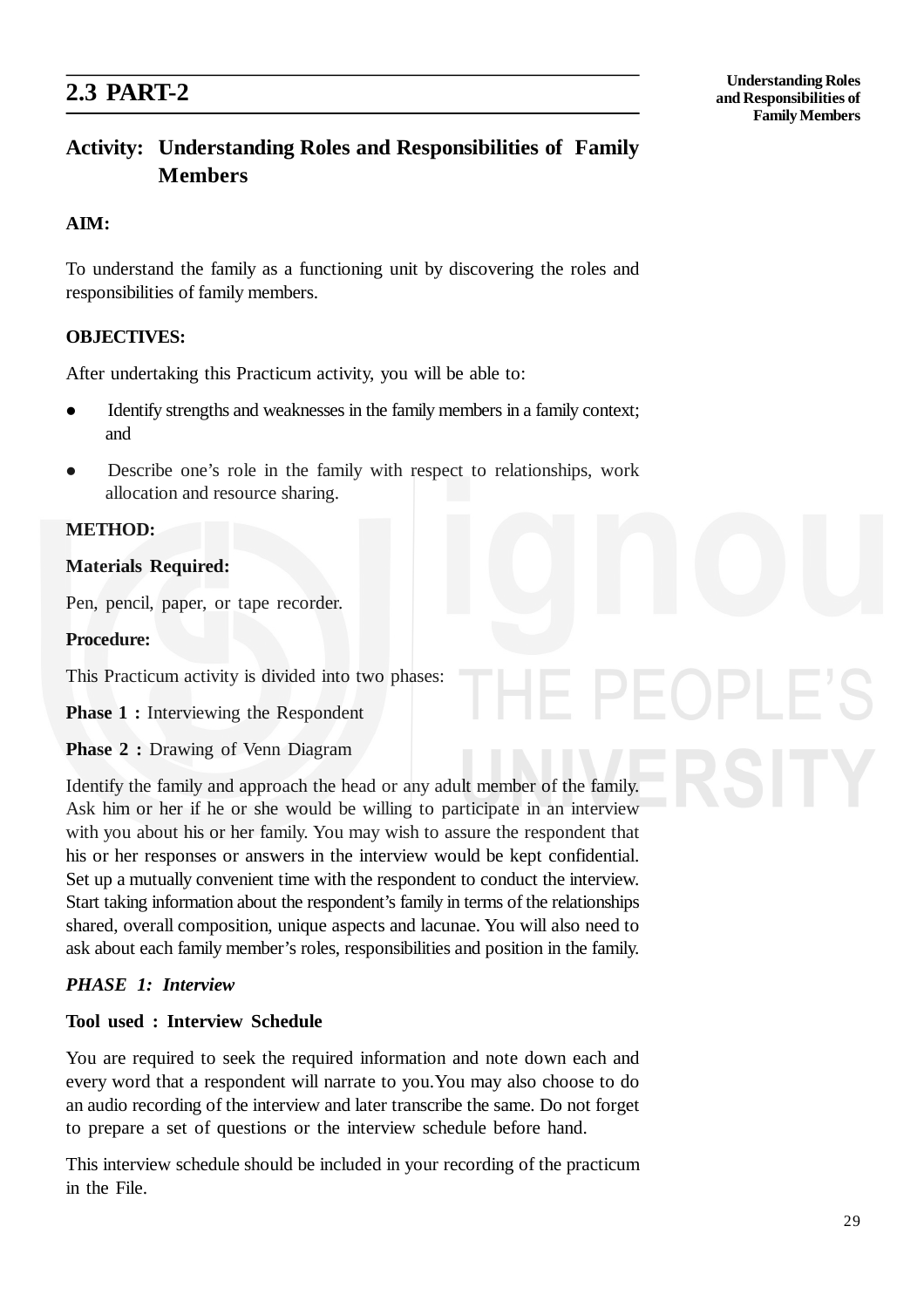## 2.3 PART-2

### Activity: Understanding Roles and Responsibilities of Family Members

**AIM:**

To understand the family as a functioning unit by discovering the roles and responsibilities of family members.

**OBJECTIVES:**

After undertaking this Practicum activity, you will be able to:

- Identify strengths and weaknesses in the family members in a family context; and
- Describe one's role in the family with respect to relationships, work allocation and resource sharing.

**METHOD:**

**Materials Required:**

Pen, pencil, paper, or tape recorder.

**Procedure:**

This Practicum activity is divided into two phases:

**Phase 1 :** Interviewing the Respondent

**Phase 2 :** Drawing of Venn Diagram

Identify the family and approach the head or any adult member of the family. Ask him or her if he or she would be willing to participate in an interview with you about his or her family. You may wish to assure the respondent that his or her responses or answers in the interview would be kept confidential. Set up a mutually convenient time with the respondent to conduct the interview. Start taking information about the respondent's family in terms of the relationships shared, overall composition, unique aspects and lacunae. You will also need to ask about each family member's roles, responsibilities and position in the family.

***PHASE 1: Interview***

**Tool used : Interview Schedule**

You are required to seek the required information and note down each and every word that a respondent will narrate to you.You may also choose to do an audio recording of the interview and later transcribe the same. Do not forget to prepare a set of questions or the interview schedule before hand.

This interview schedule should be included in your recording of the practicum in the File.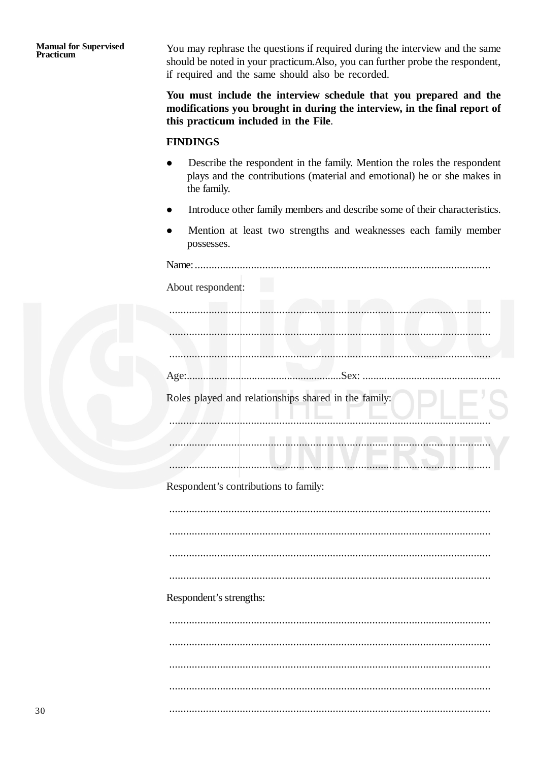You may rephrase the questions if required during the interview and the same should be noted in your practicum.Also, you can further probe the respondent, if required and the same should also be recorded.

**You must include the interview schedule that you prepared and the modifications you brought in during the interview, in the final report of this practicum included in the File**.

**FINDINGS**

- Describe the respondent in the family. Mention the roles the respondent plays and the contributions (material and emotional) he or she makes in the family.
- Introduce other family members and describe some of their characteristics.
- Mention at least two strengths and weaknesses each family member possesses.

Name:.........................................................................................................

About respondent:

.................................................................................................................

.................................................................................................................

.................................................................................................................

Age:........................................................Sex: ..................................................

Roles played and relationships shared in the family:

.................................................................................................................

.................................................................................................................

.................................................................................................................

Respondent's contributions to family:

.................................................................................................................

.................................................................................................................

.................................................................................................................

.................................................................................................................

Respondent's strengths:

.................................................................................................................

.................................................................................................................

.................................................................................................................

.................................................................................................................

.................................................................................................................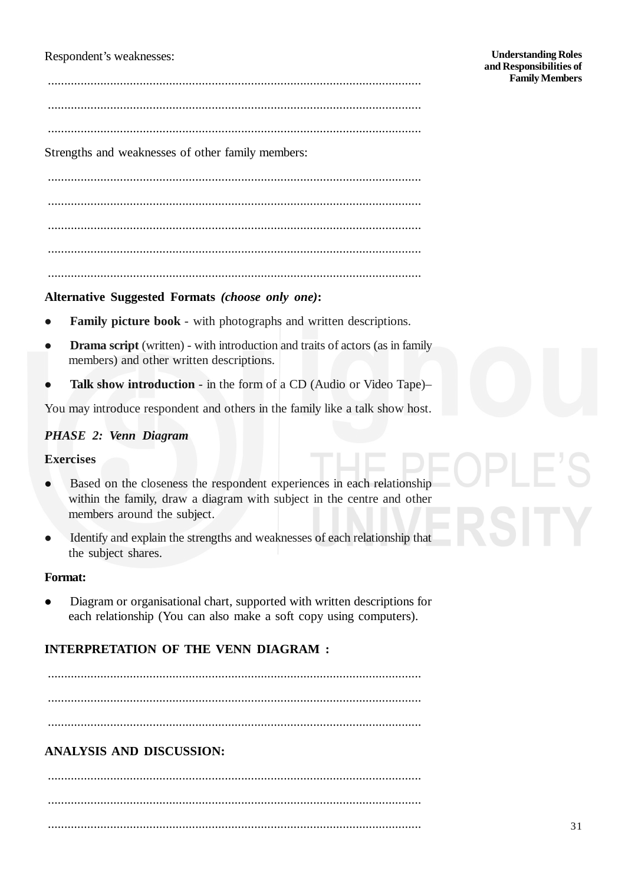Respondent's weaknesses:

.................................................................................................................

.................................................................................................................

.................................................................................................................

Strengths and weaknesses of other family members:

.................................................................................................................

.................................................................................................................

.................................................................................................................

.................................................................................................................

.................................................................................................................

**Alternative Suggested Formats *(choose only one)*:**

- **Family picture book** - with photographs and written descriptions.
- **Drama script** (written) - with introduction and traits of actors (as in family members) and other written descriptions.
- **Talk show introduction** - in the form of a CD (Audio or Video Tape)–

You may introduce respondent and others in the family like a talk show host.

***PHASE 2: Venn Diagram***

**Exercises**

- Based on the closeness the respondent experiences in each relationship within the family, draw a diagram with subject in the centre and other members around the subject.
- Identify and explain the strengths and weaknesses of each relationship that the subject shares.

**Format:**

- Diagram or organisational chart, supported with written descriptions for each relationship (You can also make a soft copy using computers).

**INTERPRETATION OF THE VENN DIAGRAM :**

.................................................................................................................

.................................................................................................................

.................................................................................................................

**ANALYSIS AND DISCUSSION:**

.................................................................................................................

.................................................................................................................

.................................................................................................................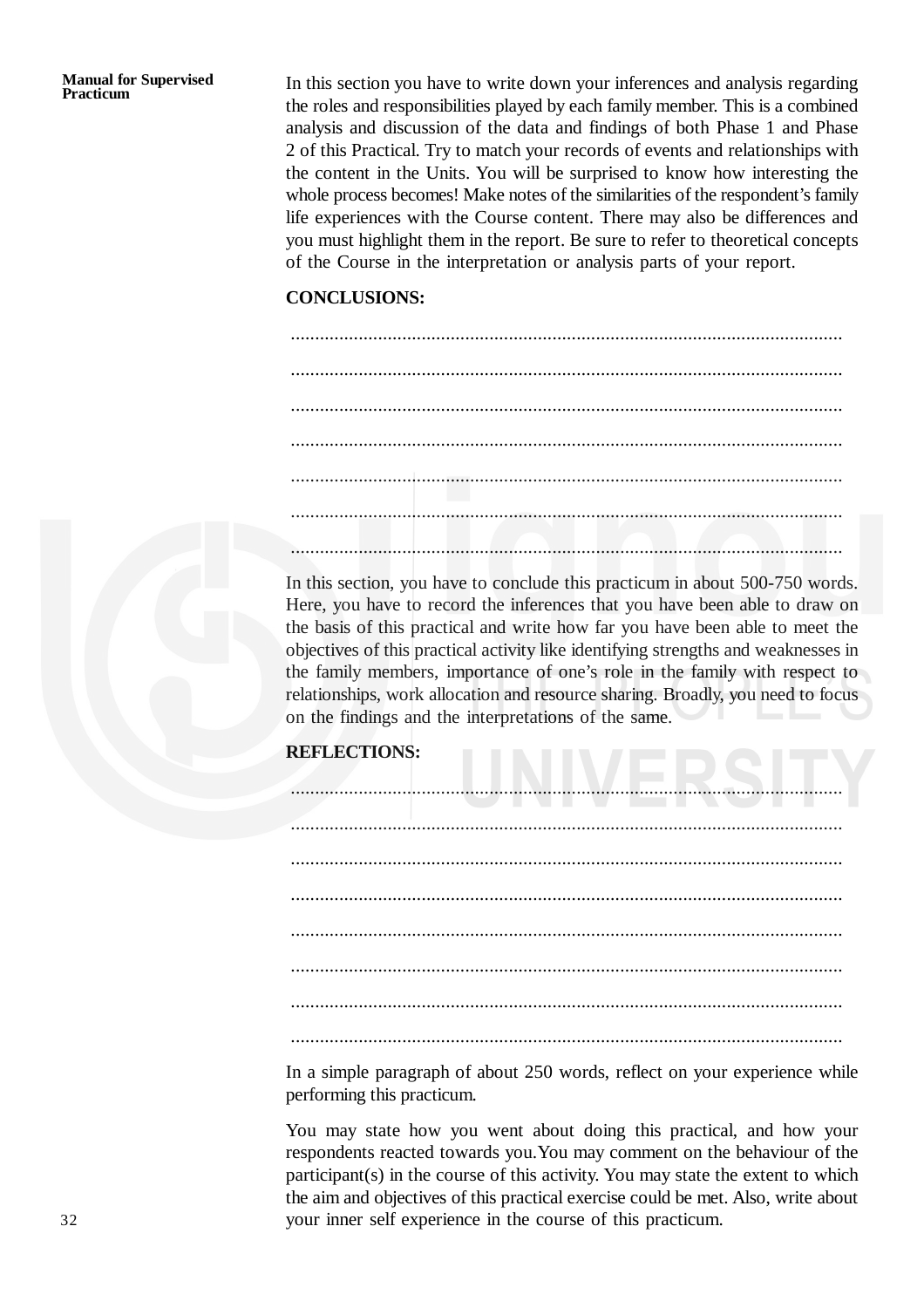In this section you have to write down your inferences and analysis regarding the roles and responsibilities played by each family member. This is a combined analysis and discussion of the data and findings of both Phase 1 and Phase 2 of this Practical. Try to match your records of events and relationships with the content in the Units. You will be surprised to know how interesting the whole process becomes! Make notes of the similarities of the respondent's family life experiences with the Course content. There may also be differences and you must highlight them in the report. Be sure to refer to theoretical concepts of the Course in the interpretation or analysis parts of your report.

**CONCLUSIONS:**

..................................................................................................................

..................................................................................................................

..................................................................................................................

..................................................................................................................

..................................................................................................................

..................................................................................................................

..................................................................................................................

In this section, you have to conclude this practicum in about 500-750 words. Here, you have to record the inferences that you have been able to draw on the basis of this practical and write how far you have been able to meet the objectives of this practical activity like identifying strengths and weaknesses in the family members, importance of one's role in the family with respect to relationships, work allocation and resource sharing. Broadly, you need to focus on the findings and the interpretations of the same.

**REFLECTIONS:**

..................................................................................................................

..................................................................................................................

..................................................................................................................

..................................................................................................................

..................................................................................................................

..................................................................................................................

..................................................................................................................

..................................................................................................................

In a simple paragraph of about 250 words, reflect on your experience while performing this practicum.

You may state how you went about doing this practical, and how your respondents reacted towards you. You may comment on the behaviour of the participant(s) in the course of this activity. You may state the extent to which the aim and objectives of this practical exercise could be met. Also, write about your inner self experience in the course of this practicum.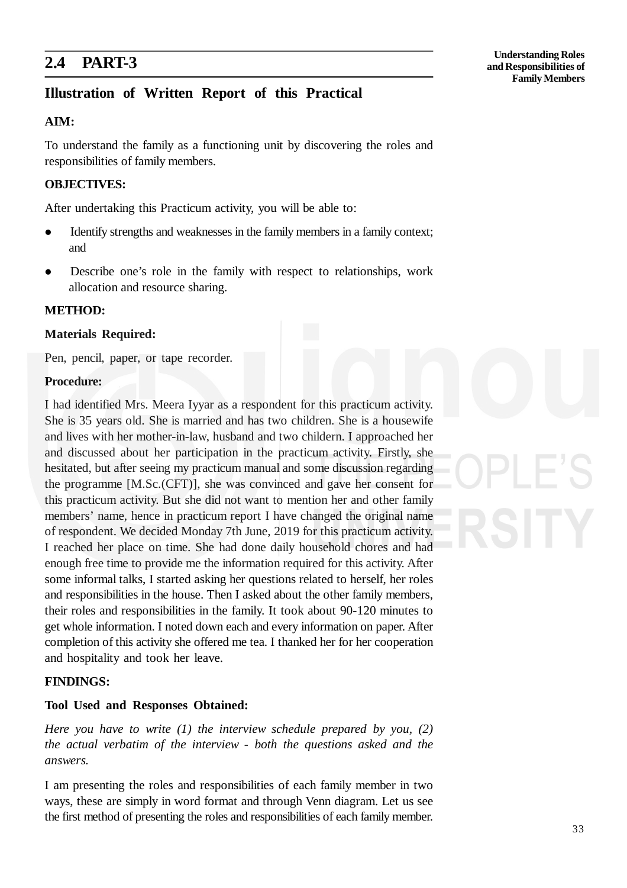## 2.4 PART-3

### Illustration of Written Report of this Practical

**AIM:**

To understand the family as a functioning unit by discovering the roles and responsibilities of family members.

**OBJECTIVES:**

After undertaking this Practicum activity, you will be able to:

- Identify strengths and weaknesses in the family members in a family context; and
- Describe one's role in the family with respect to relationships, work allocation and resource sharing.

**METHOD:**

**Materials Required:**

Pen, pencil, paper, or tape recorder.

**Procedure:**

I had identified Mrs. Meera Iyyar as a respondent for this practicum activity. She is 35 years old. She is married and has two children. She is a housewife and lives with her mother-in-law, husband and two childern. I approached her and discussed about her participation in the practicum activity. Firstly, she hesitated, but after seeing my practicum manual and some discussion regarding the programme [M.Sc.(CFT)], she was convinced and gave her consent for this practicum activity. But she did not want to mention her and other family members' name, hence in practicum report I have changed the original name of respondent. We decided Monday 7th June, 2019 for this practicum activity. I reached her place on time. She had done daily household chores and had enough free time to provide me the information required for this activity. After some informal talks, I started asking her questions related to herself, her roles and responsibilities in the house. Then I asked about the other family members, their roles and responsibilities in the family. It took about 90-120 minutes to get whole information. I noted down each and every information on paper. After completion of this activity she offered me tea. I thanked her for her cooperation and hospitality and took her leave.

**FINDINGS:**

**Tool Used and Responses Obtained:**

*Here you have to write (1) the interview schedule prepared by you, (2) the actual verbatim of the interview - both the questions asked and the answers.*

I am presenting the roles and responsibilities of each family member in two ways, these are simply in word format and through Venn diagram. Let us see the first method of presenting the roles and responsibilities of each family member.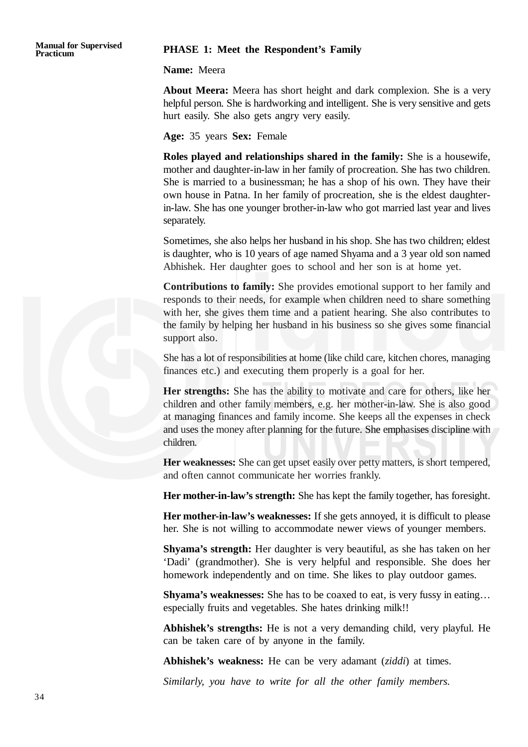**PHASE 1: Meet the Respondent's Family**

**Name:** Meera

**About Meera:** Meera has short height and dark complexion. She is a very helpful person. She is hardworking and intelligent. She is very sensitive and gets hurt easily. She also gets angry very easily.

**Age:** 35 years **Sex:** Female

**Roles played and relationships shared in the family:** She is a housewife, mother and daughter-in-law in her family of procreation. She has two children. She is married to a businessman; he has a shop of his own. They have their own house in Patna. In her family of procreation, she is the eldest daughter-in-law. She has one younger brother-in-law who got married last year and lives separately.

Sometimes, she also helps her husband in his shop. She has two children; eldest is daughter, who is 10 years of age named Shyama and a 3 year old son named Abhishek. Her daughter goes to school and her son is at home yet.

**Contributions to family:** She provides emotional support to her family and responds to their needs, for example when children need to share something with her, she gives them time and a patient hearing. She also contributes to the family by helping her husband in his business so she gives some financial support also.

She has a lot of responsibilities at home (like child care, kitchen chores, managing finances etc.) and executing them properly is a goal for her.

**Her strengths:** She has the ability to motivate and care for others, like her children and other family members, e.g. her mother-in-law. She is also good at managing finances and family income. She keeps all the expenses in check and uses the money after planning for the future. She emphasises discipline with children.

**Her weaknesses:** She can get upset easily over petty matters, is short tempered, and often cannot communicate her worries frankly.

**Her mother-in-law's strength:** She has kept the family together, has foresight.

**Her mother-in-law's weaknesses:** If she gets annoyed, it is difficult to please her. She is not willing to accommodate newer views of younger members.

**Shyama's strength:** Her daughter is very beautiful, as she has taken on her 'Dadi' (grandmother). She is very helpful and responsible. She does her homework independently and on time. She likes to play outdoor games.

**Shyama's weaknesses:** She has to be coaxed to eat, is very fussy in eating… especially fruits and vegetables. She hates drinking milk!!

**Abhishek's strengths:** He is not a very demanding child, very playful. He can be taken care of by anyone in the family.

**Abhishek's weakness:** He can be very adamant (*ziddi*) at times.

*Similarly, you have to write for all the other family members.*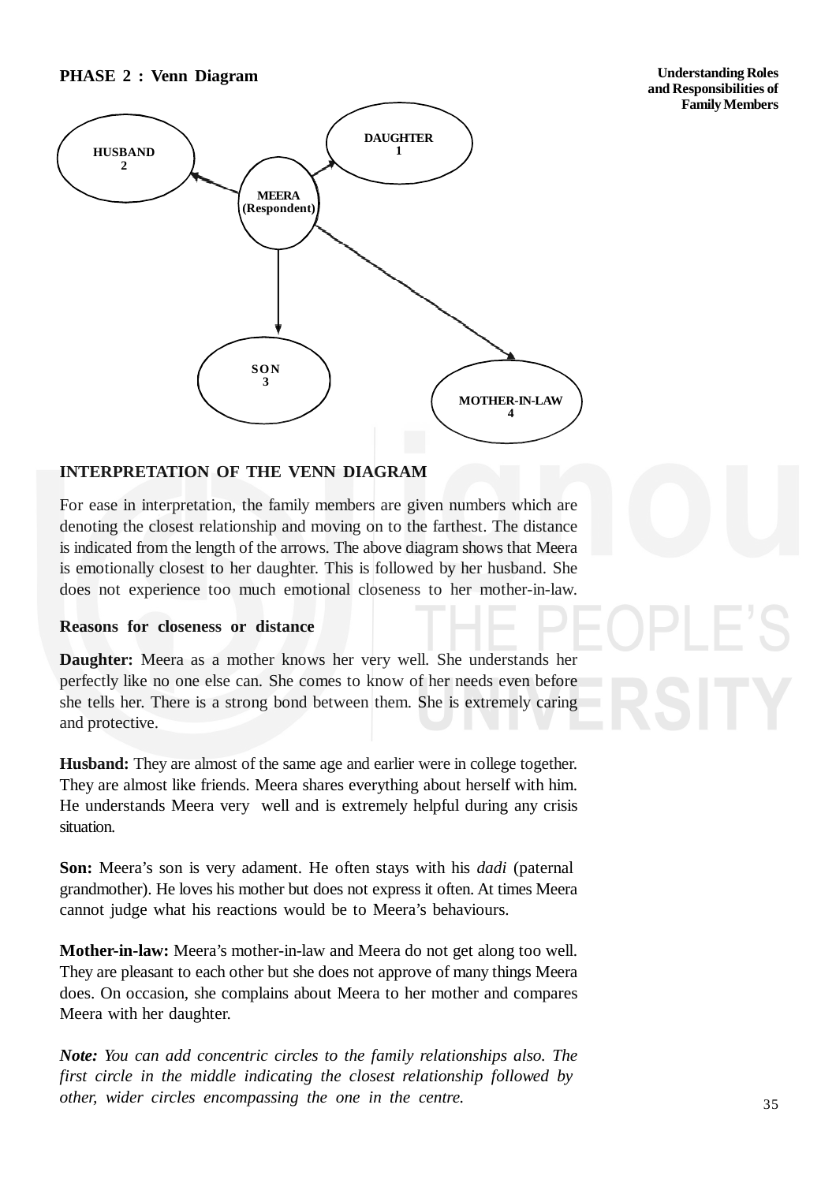**PHASE 2 : Venn Diagram**

HUSBAND
2

DAUGHTER
1

MEERA
(Respondent)

SON
3

MOTHER-IN-LAW
4

## INTERPRETATION OF THE VENN DIAGRAM

For ease in interpretation, the family members are given numbers which are denoting the closest relationship and moving on to the farthest. The distance is indicated from the length of the arrows. The above diagram shows that Meera is emotionally closest to her daughter. This is followed by her husband. She does not experience too much emotional closeness to her mother-in-law.

**Reasons for closeness or distance**

**Daughter:** Meera as a mother knows her very well. She understands her perfectly like no one else can. She comes to know of her needs even before she tells her. There is a strong bond between them. She is extremely caring and protective.

**Husband:** They are almost of the same age and earlier were in college together. They are almost like friends. Meera shares everything about herself with him. He understands Meera very well and is extremely helpful during any crisis situation.

**Son:** Meera's son is very adament. He often stays with his *dadi* (paternal grandmother). He loves his mother but does not express it often. At times Meera cannot judge what his reactions would be to Meera's behaviours.

**Mother-in-law:** Meera's mother-in-law and Meera do not get along too well. They are pleasant to each other but she does not approve of many things Meera does. On occasion, she complains about Meera to her mother and compares Meera with her daughter.

***Note:** You can add concentric circles to the family relationships also. The first circle in the middle indicating the closest relationship followed by other, wider circles encompassing the one in the centre.*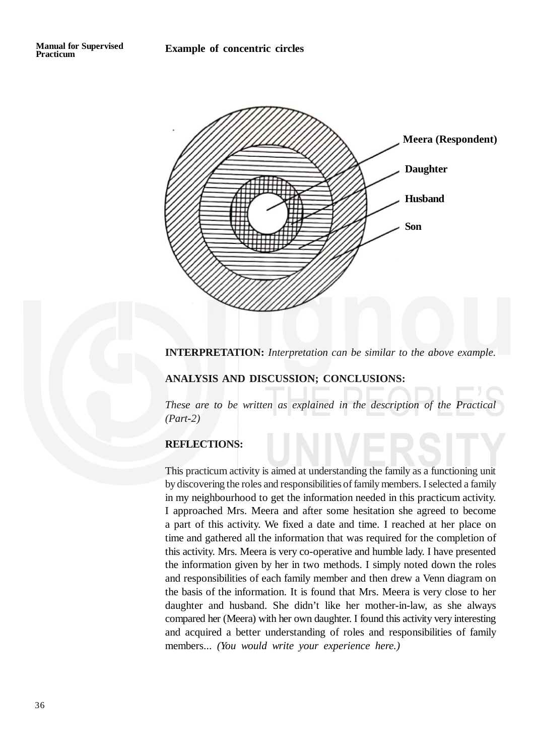**Example of concentric circles**

Meera (Respondent)

Daughter

Husband

Son

**INTERPRETATION:** *Interpretation can be similar to the above example.*

**ANALYSIS AND DISCUSSION; CONCLUSIONS:**

*These are to be written as explained in the description of the Practical (Part-2)*

**REFLECTIONS:**

This practicum activity is aimed at understanding the family as a functioning unit by discovering the roles and responsibilities of family members. I selected a family in my neighbourhood to get the information needed in this practicum activity. I approached Mrs. Meera and after some hesitation she agreed to become a part of this activity. We fixed a date and time. I reached at her place on time and gathered all the information that was required for the completion of this activity. Mrs. Meera is very co-operative and humble lady. I have presented the information given by her in two methods. I simply noted down the roles and responsibilities of each family member and then drew a Venn diagram on the basis of the information. It is found that Mrs. Meera is very close to her daughter and husband. She didn't like her mother-in-law, as she always compared her (Meera) with her own daughter. I found this activity very interesting and acquired a better understanding of roles and responsibilities of family members... *(You would write your experience here.)*